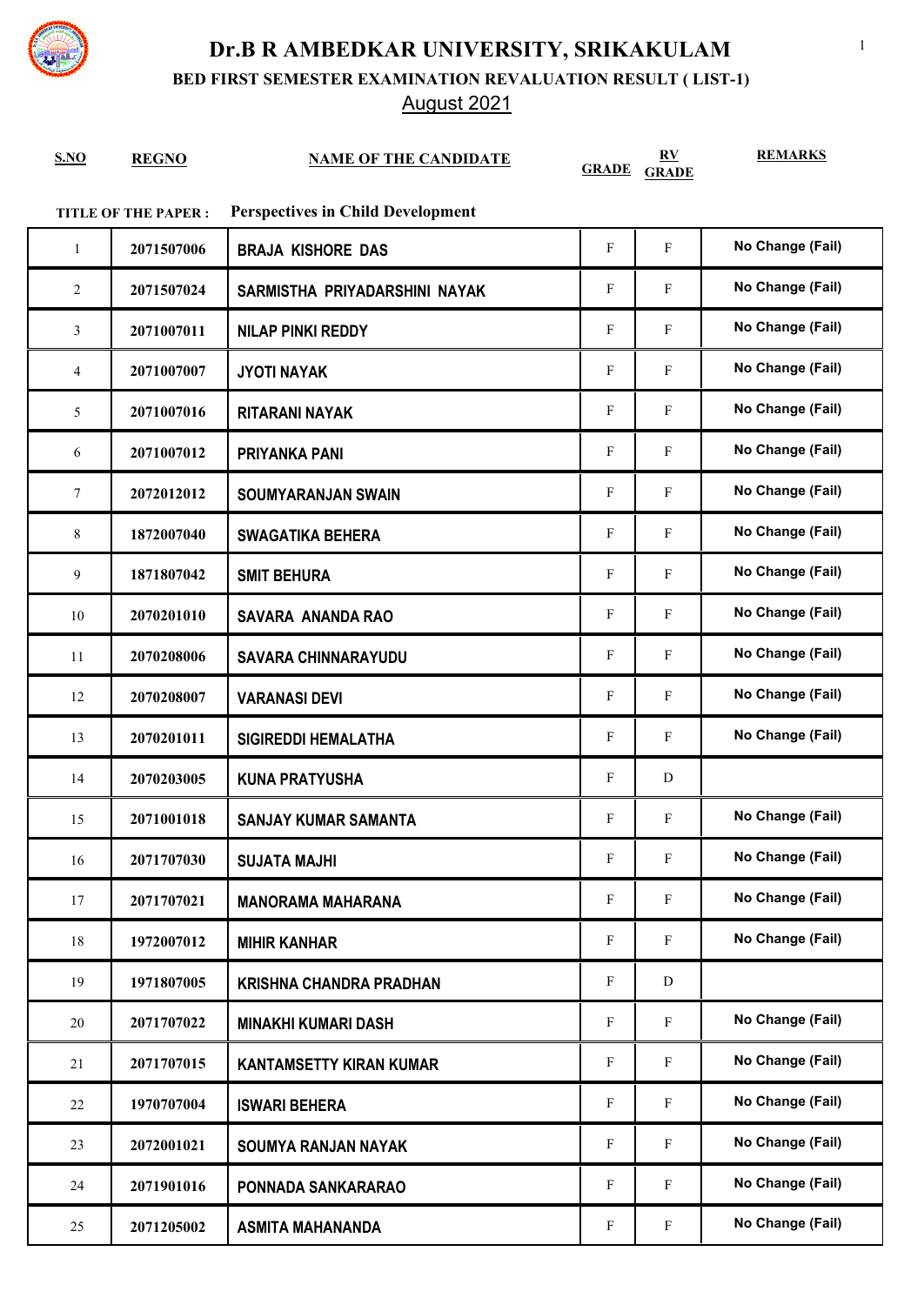# Dr.B R AMBEDKAR UNIVERSITY, SRIKAKULAM

## BED FIRST SEMESTER EXAMINATION REVALUATION RESULT ( LIST-1)

August 2021

**TITLE OF THE PAPER :** **Perspectives in Child Development**

| S.NO | REGNO | NAME OF THE CANDIDATE | GRADE | RV GRADE | REMARKS |
|---|---|---|---|---|---|
| 1 | 2071507006 | BRAJA KISHORE DAS | F | F | No Change (Fail) |
| 2 | 2071507024 | SARMISTHA PRIYADARSHINI NAYAK | F | F | No Change (Fail) |
| 3 | 2071007011 | NILAP PINKI REDDY | F | F | No Change (Fail) |
| 4 | 2071007007 | JYOTI NAYAK | F | F | No Change (Fail) |
| 5 | 2071007016 | RITARANI NAYAK | F | F | No Change (Fail) |
| 6 | 2071007012 | PRIYANKA PANI | F | F | No Change (Fail) |
| 7 | 2072012012 | SOUMYARANJAN SWAIN | F | F | No Change (Fail) |
| 8 | 1872007040 | SWAGATIKA BEHERA | F | F | No Change (Fail) |
| 9 | 1871807042 | SMIT BEHURA | F | F | No Change (Fail) |
| 10 | 2070201010 | SAVARA ANANDA RAO | F | F | No Change (Fail) |
| 11 | 2070208006 | SAVARA CHINNARAYUDU | F | F | No Change (Fail) |
| 12 | 2070208007 | VARANASI DEVI | F | F | No Change (Fail) |
| 13 | 2070201011 | SIGIREDDI HEMALATHA | F | F | No Change (Fail) |
| 14 | 2070203005 | KUNA PRATYUSHA | F | D | |
| 15 | 2071001018 | SANJAY KUMAR SAMANTA | F | F | No Change (Fail) |
| 16 | 2071707030 | SUJATA MAJHI | F | F | No Change (Fail) |
| 17 | 2071707021 | MANORAMA MAHARANA | F | F | No Change (Fail) |
| 18 | 1972007012 | MIHIR KANHAR | F | F | No Change (Fail) |
| 19 | 1971807005 | KRISHNA CHANDRA PRADHAN | F | D | |
| 20 | 2071707022 | MINAKHI KUMARI DASH | F | F | No Change (Fail) |
| 21 | 2071707015 | KANTAMSETTY KIRAN KUMAR | F | F | No Change (Fail) |
| 22 | 1970707004 | ISWARI BEHERA | F | F | No Change (Fail) |
| 23 | 2072001021 | SOUMYA RANJAN NAYAK | F | F | No Change (Fail) |
| 24 | 2071901016 | PONNADA SANKARARAO | F | F | No Change (Fail) |
| 25 | 2071205002 | ASMITA MAHANANDA | F | F | No Change (Fail) |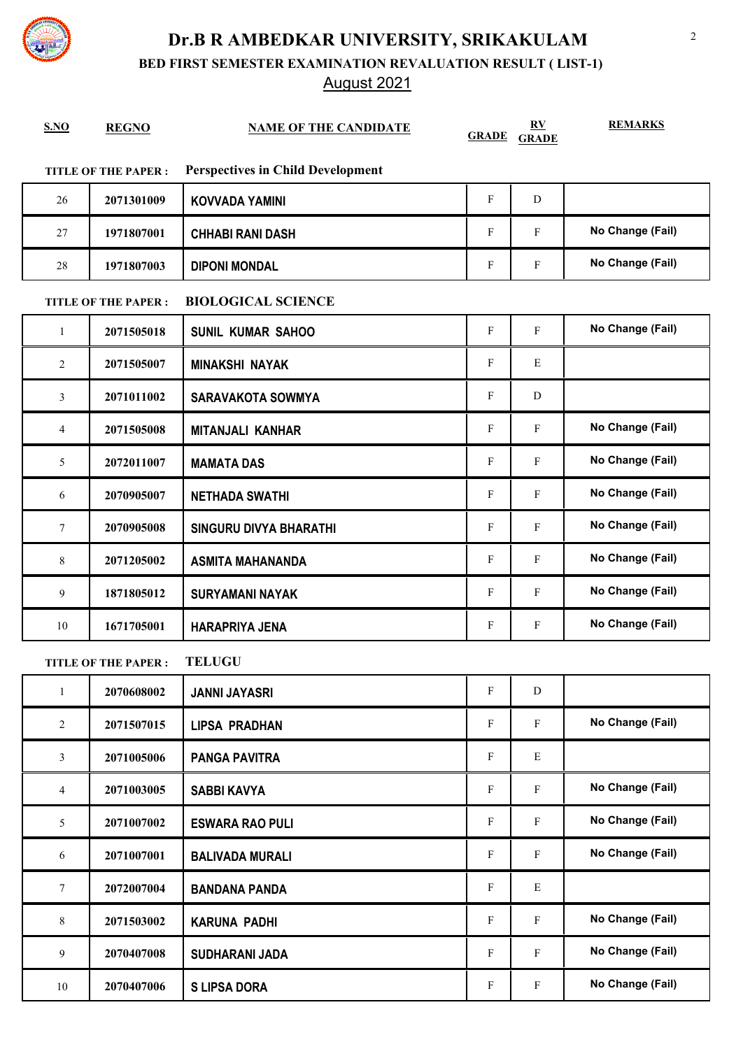# Dr.B R AMBEDKAR UNIVERSITY, SRIKAKULAM

## BED FIRST SEMESTER EXAMINATION REVALUATION RESULT ( LIST-1)

August 2021

**TITLE OF THE PAPER : Perspectives in Child Development**

| S.NO | REGNO | NAME OF THE CANDIDATE | GRADE | RV GRADE | REMARKS |
|---|---|---|---|---|---|
| 26 | 2071301009 | KOVVADA YAMINI | F | D | |
| 27 | 1971807001 | CHHABI RANI DASH | F | F | No Change (Fail) |
| 28 | 1971807003 | DIPONI MONDAL | F | F | No Change (Fail) |

**TITLE OF THE PAPER : BIOLOGICAL SCIENCE**

| S.NO | REGNO | NAME OF THE CANDIDATE | GRADE | RV GRADE | REMARKS |
|---|---|---|---|---|---|
| 1 | 2071505018 | SUNIL KUMAR SAHOO | F | F | No Change (Fail) |
| 2 | 2071505007 | MINAKSHI NAYAK | F | E | |
| 3 | 2071011002 | SARAVAKOTA SOWMYA | F | D | |
| 4 | 2071505008 | MITANJALI KANHAR | F | F | No Change (Fail) |
| 5 | 2072011007 | MAMATA DAS | F | F | No Change (Fail) |
| 6 | 2070905007 | NETHADA SWATHI | F | F | No Change (Fail) |
| 7 | 2070905008 | SINGURU DIVYA BHARATHI | F | F | No Change (Fail) |
| 8 | 2071205002 | ASMITA MAHANANDA | F | F | No Change (Fail) |
| 9 | 1871805012 | SURYAMANI NAYAK | F | F | No Change (Fail) |
| 10 | 1671705001 | HARAPRIYA JENA | F | F | No Change (Fail) |

**TITLE OF THE PAPER : TELUGU**

| S.NO | REGNO | NAME OF THE CANDIDATE | GRADE | RV GRADE | REMARKS |
|---|---|---|---|---|---|
| 1 | 2070608002 | JANNI JAYASRI | F | D | |
| 2 | 2071507015 | LIPSA PRADHAN | F | F | No Change (Fail) |
| 3 | 2071005006 | PANGA PAVITRA | F | E | |
| 4 | 2071003005 | SABBI KAVYA | F | F | No Change (Fail) |
| 5 | 2071007002 | ESWARA RAO PULI | F | F | No Change (Fail) |
| 6 | 2071007001 | BALIVADA MURALI | F | F | No Change (Fail) |
| 7 | 2072007004 | BANDANA PANDA | F | E | |
| 8 | 2071503002 | KARUNA PADHI | F | F | No Change (Fail) |
| 9 | 2070407008 | SUDHARANI JADA | F | F | No Change (Fail) |
| 10 | 2070407006 | S LIPSA DORA | F | F | No Change (Fail) |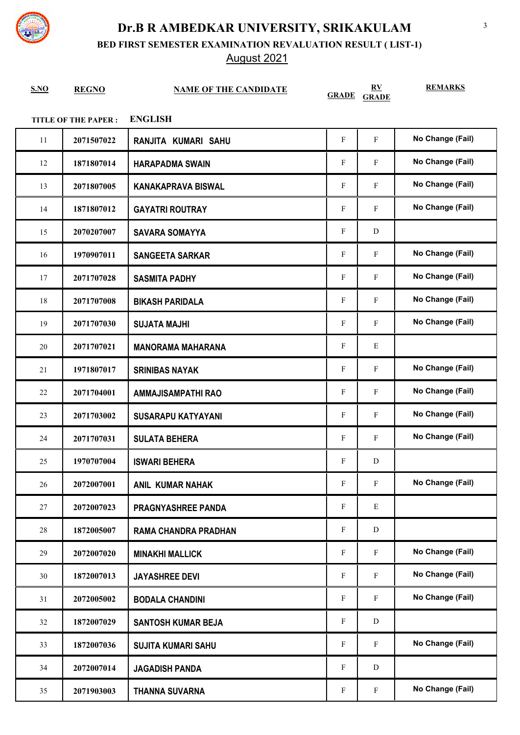# Dr.B R AMBEDKAR UNIVERSITY, SRIKAKULAM

## BED FIRST SEMESTER EXAMINATION REVALUATION RESULT ( LIST-1)

August 2021

**TITLE OF THE PAPER :** **ENGLISH**

| S.NO | REGNO | NAME OF THE CANDIDATE | GRADE | RV GRADE | REMARKS |
|---|---|---|---|---|---|
| 11 | 2071507022 | RANJITA KUMARI SAHU | F | F | No Change (Fail) |
| 12 | 1871807014 | HARAPADMA SWAIN | F | F | No Change (Fail) |
| 13 | 2071807005 | KANAKAPRAVA BISWAL | F | F | No Change (Fail) |
| 14 | 1871807012 | GAYATRI ROUTRAY | F | F | No Change (Fail) |
| 15 | 2070207007 | SAVARA SOMAYYA | F | D | |
| 16 | 1970907011 | SANGEETA SARKAR | F | F | No Change (Fail) |
| 17 | 2071707028 | SASMITA PADHY | F | F | No Change (Fail) |
| 18 | 2071707008 | BIKASH PARIDALA | F | F | No Change (Fail) |
| 19 | 2071707030 | SUJATA MAJHI | F | F | No Change (Fail) |
| 20 | 2071707021 | MANORAMA MAHARANA | F | E | |
| 21 | 1971807017 | SRINIBAS NAYAK | F | F | No Change (Fail) |
| 22 | 2071704001 | AMMAJISAMPATHI RAO | F | F | No Change (Fail) |
| 23 | 2071703002 | SUSARAPU KATYAYANI | F | F | No Change (Fail) |
| 24 | 2071707031 | SULATA BEHERA | F | F | No Change (Fail) |
| 25 | 1970707004 | ISWARI BEHERA | F | D | |
| 26 | 2072007001 | ANIL KUMAR NAHAK | F | F | No Change (Fail) |
| 27 | 2072007023 | PRAGNYASHREE PANDA | F | E | |
| 28 | 1872005007 | RAMA CHANDRA PRADHAN | F | D | |
| 29 | 2072007020 | MINAKHI MALLICK | F | F | No Change (Fail) |
| 30 | 1872007013 | JAYASHREE DEVI | F | F | No Change (Fail) |
| 31 | 2072005002 | BODALA CHANDINI | F | F | No Change (Fail) |
| 32 | 1872007029 | SANTOSH KUMAR BEJA | F | D | |
| 33 | 1872007036 | SUJITA KUMARI SAHU | F | F | No Change (Fail) |
| 34 | 2072007014 | JAGADISH PANDA | F | D | |
| 35 | 2071903003 | THANNA SUVARNA | F | F | No Change (Fail) |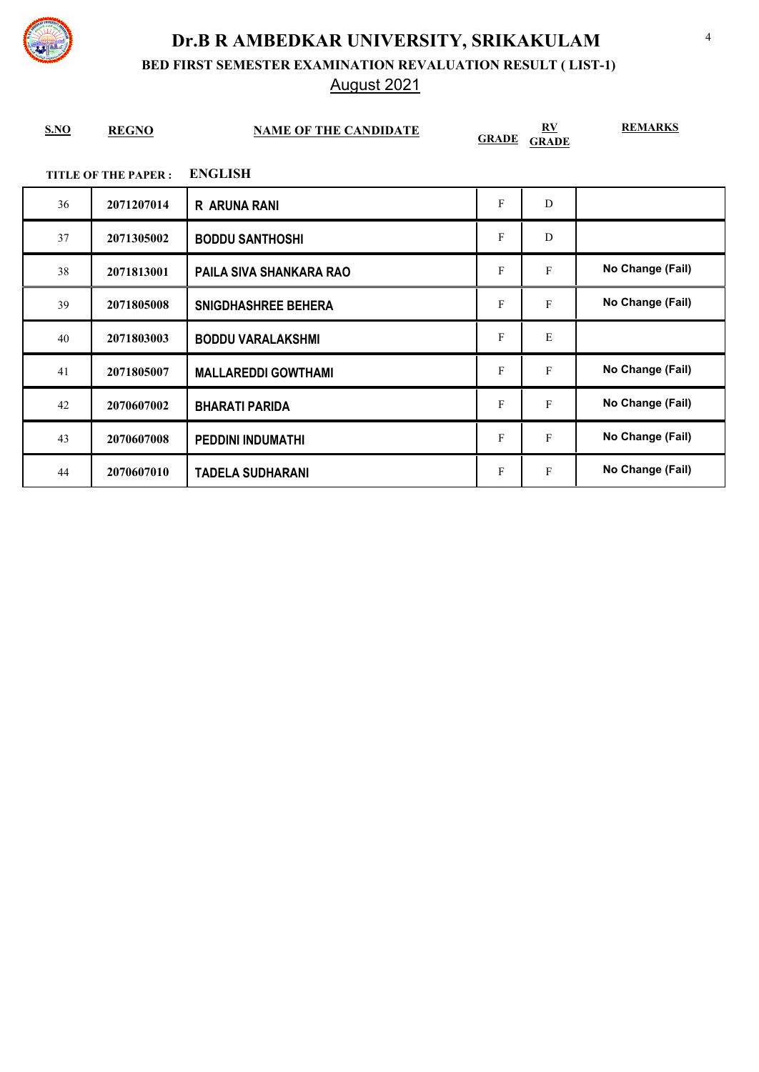# Dr.B R AMBEDKAR UNIVERSITY, SRIKAKULAM

## BED FIRST SEMESTER EXAMINATION REVALUATION RESULT ( LIST-1)

August 2021

**TITLE OF THE PAPER : ENGLISH**

| S.NO | REGNO | NAME OF THE CANDIDATE | GRADE | RV GRADE | REMARKS |
|---|---|---|---|---|---|
| 36 | 2071207014 | R ARUNA RANI | F | D | |
| 37 | 2071305002 | BODDU SANTHOSHI | F | D | |
| 38 | 2071813001 | PAILA SIVA SHANKARA RAO | F | F | No Change (Fail) |
| 39 | 2071805008 | SNIGDHASHREE BEHERA | F | F | No Change (Fail) |
| 40 | 2071803003 | BODDU VARALAKSHMI | F | E | |
| 41 | 2071805007 | MALLAREDDI GOWTHAMI | F | F | No Change (Fail) |
| 42 | 2070607002 | BHARATI PARIDA | F | F | No Change (Fail) |
| 43 | 2070607008 | PEDDINI INDUMATHI | F | F | No Change (Fail) |
| 44 | 2070607010 | TADELA SUDHARANI | F | F | No Change (Fail) |